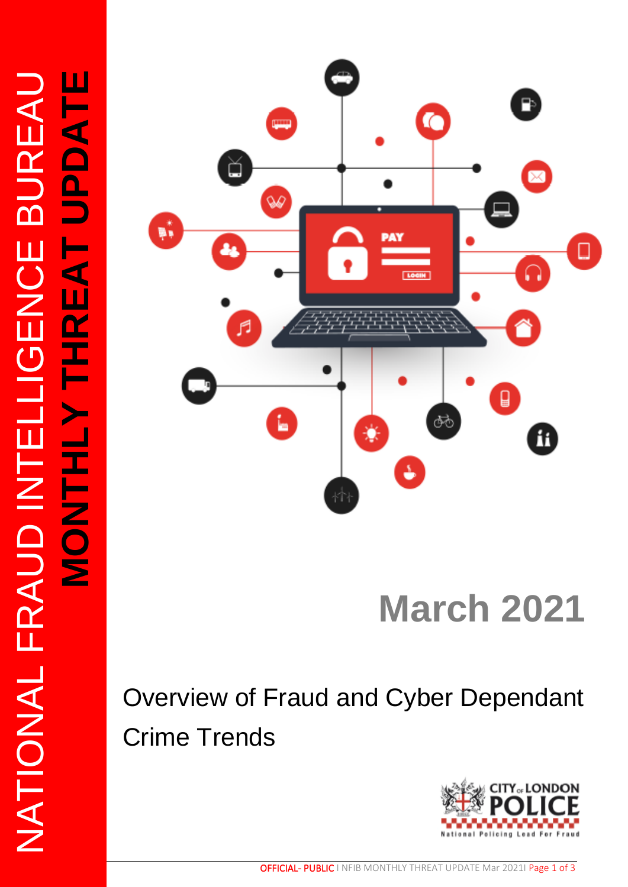# NATIONAL FRAUD INTELLIGENCE BUREAU

## MONTHLY THREAT UPDATE

# March 2021

Overview of Fraud and Cyber Dependant Crime Trends

CITY of LONDON POLICE

National Policing Lead For Fraud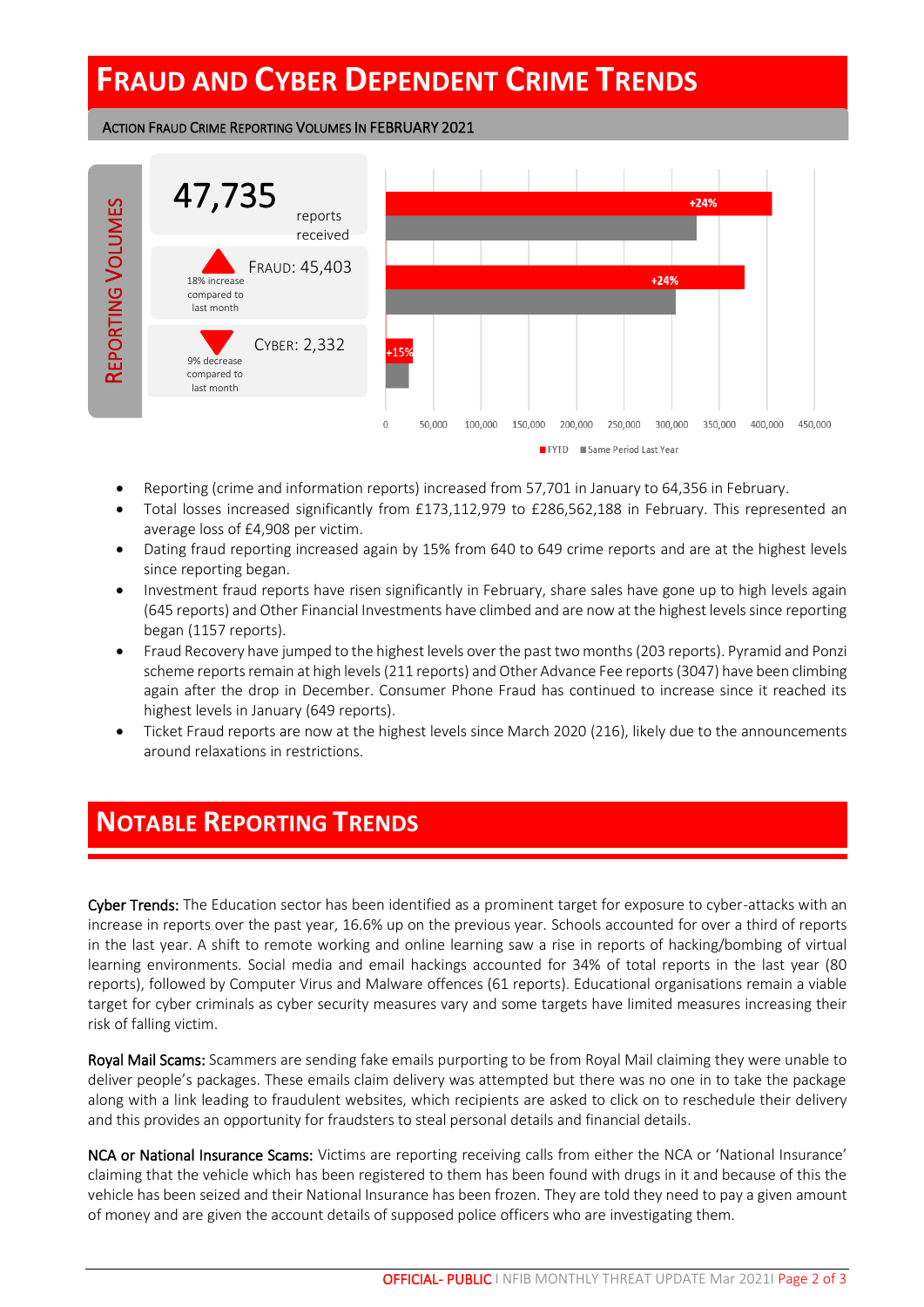# FRAUD AND CYBER DEPENDENT CRIME TRENDS

## ACTION FRAUD CRIME REPORTING VOLUMES IN FEBRUARY 2021

**REPORTING VOLUMES**

**47,735** reports received

**FRAUD: 45,403** — 18% increase compared to last month

**CYBER: 2,332** — 9% decrease compared to last month

| | FYTD | Same Period Last Year | Change |
|---|---|---|---|
| Total | | | +24% |
| Fraud | | | +24% |
| Cyber | | | +15% |

- Reporting (crime and information reports) increased from 57,701 in January to 64,356 in February.
- Total losses increased significantly from £173,112,979 to £286,562,188 in February. This represented an average loss of £4,908 per victim.
- Dating fraud reporting increased again by 15% from 640 to 649 crime reports and are at the highest levels since reporting began.
- Investment fraud reports have risen significantly in February, share sales have gone up to high levels again (645 reports) and Other Financial Investments have climbed and are now at the highest levels since reporting began (1157 reports).
- Fraud Recovery have jumped to the highest levels over the past two months (203 reports). Pyramid and Ponzi scheme reports remain at high levels (211 reports) and Other Advance Fee reports (3047) have been climbing again after the drop in December. Consumer Phone Fraud has continued to increase since it reached its highest levels in January (649 reports).
- Ticket Fraud reports are now at the highest levels since March 2020 (216), likely due to the announcements around relaxations in restrictions.

# NOTABLE REPORTING TRENDS

**Cyber Trends:** The Education sector has been identified as a prominent target for exposure to cyber-attacks with an increase in reports over the past year, 16.6% up on the previous year. Schools accounted for over a third of reports in the last year. A shift to remote working and online learning saw a rise in reports of hacking/bombing of virtual learning environments. Social media and email hackings accounted for 34% of total reports in the last year (80 reports), followed by Computer Virus and Malware offences (61 reports). Educational organisations remain a viable target for cyber criminals as cyber security measures vary and some targets have limited measures increasing their risk of falling victim.

**Royal Mail Scams:** Scammers are sending fake emails purporting to be from Royal Mail claiming they were unable to deliver people's packages. These emails claim delivery was attempted but there was no one in to take the package along with a link leading to fraudulent websites, which recipients are asked to click on to reschedule their delivery and this provides an opportunity for fraudsters to steal personal details and financial details.

**NCA or National Insurance Scams:** Victims are reporting receiving calls from either the NCA or 'National Insurance' claiming that the vehicle which has been registered to them has been found with drugs in it and because of this the vehicle has been seized and their National Insurance has been frozen. They are told they need to pay a given amount of money and are given the account details of supposed police officers who are investigating them.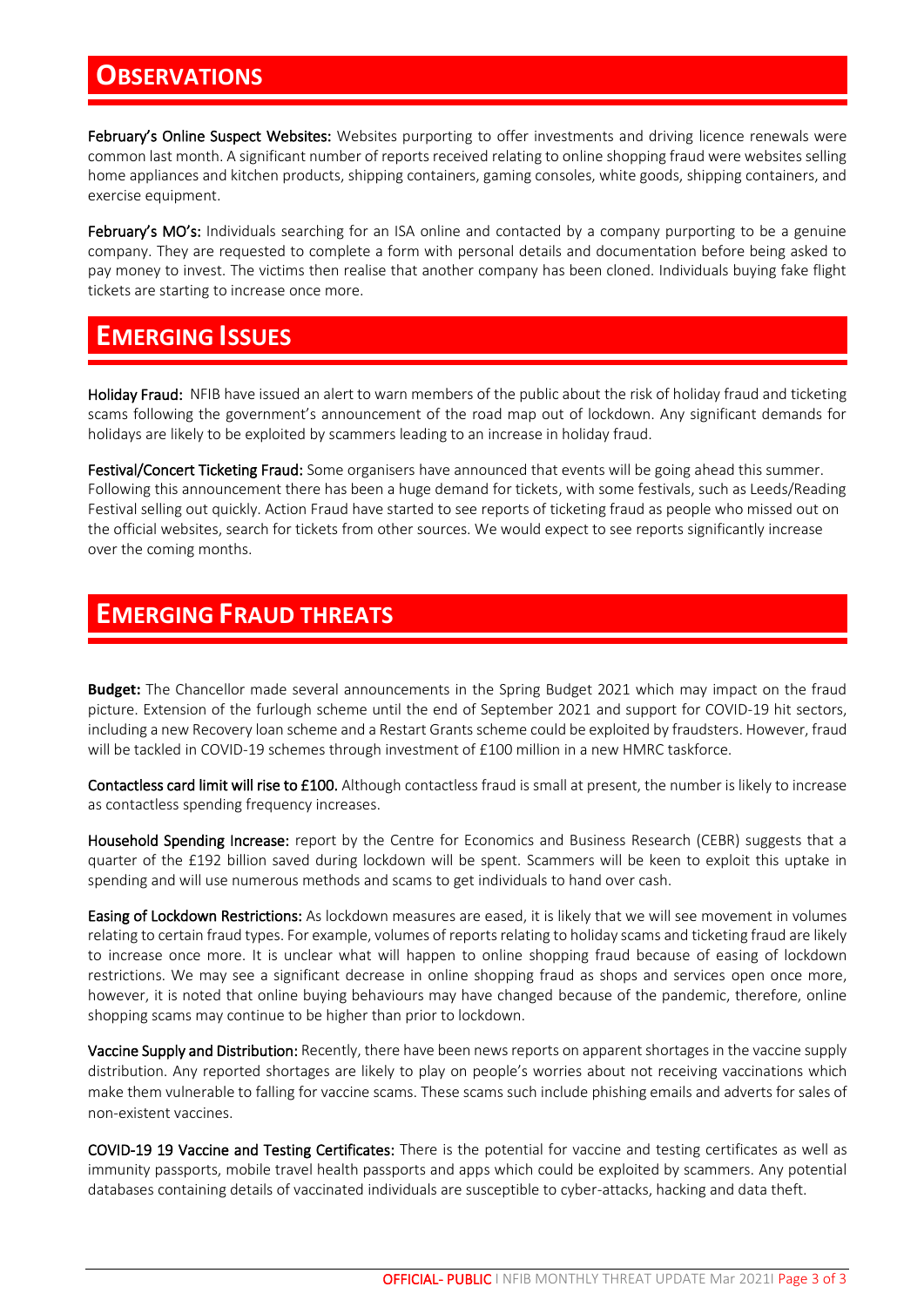## OBSERVATIONS

**February's Online Suspect Websites:** Websites purporting to offer investments and driving licence renewals were common last month. A significant number of reports received relating to online shopping fraud were websites selling home appliances and kitchen products, shipping containers, gaming consoles, white goods, shipping containers, and exercise equipment.

**February's MO's:** Individuals searching for an ISA online and contacted by a company purporting to be a genuine company. They are requested to complete a form with personal details and documentation before being asked to pay money to invest. The victims then realise that another company has been cloned. Individuals buying fake flight tickets are starting to increase once more.

## EMERGING ISSUES

**Holiday Fraud:** NFIB have issued an alert to warn members of the public about the risk of holiday fraud and ticketing scams following the government's announcement of the road map out of lockdown. Any significant demands for holidays are likely to be exploited by scammers leading to an increase in holiday fraud.

**Festival/Concert Ticketing Fraud:** Some organisers have announced that events will be going ahead this summer. Following this announcement there has been a huge demand for tickets, with some festivals, such as Leeds/Reading Festival selling out quickly. Action Fraud have started to see reports of ticketing fraud as people who missed out on the official websites, search for tickets from other sources. We would expect to see reports significantly increase over the coming months.

## EMERGING FRAUD THREATS

**Budget:** The Chancellor made several announcements in the Spring Budget 2021 which may impact on the fraud picture. Extension of the furlough scheme until the end of September 2021 and support for COVID-19 hit sectors, including a new Recovery loan scheme and a Restart Grants scheme could be exploited by fraudsters. However, fraud will be tackled in COVID-19 schemes through investment of £100 million in a new HMRC taskforce.

**Contactless card limit will rise to £100.** Although contactless fraud is small at present, the number is likely to increase as contactless spending frequency increases.

**Household Spending Increase:** report by the Centre for Economics and Business Research (CEBR) suggests that a quarter of the £192 billion saved during lockdown will be spent. Scammers will be keen to exploit this uptake in spending and will use numerous methods and scams to get individuals to hand over cash.

**Easing of Lockdown Restrictions:** As lockdown measures are eased, it is likely that we will see movement in volumes relating to certain fraud types. For example, volumes of reports relating to holiday scams and ticketing fraud are likely to increase once more. It is unclear what will happen to online shopping fraud because of easing of lockdown restrictions. We may see a significant decrease in online shopping fraud as shops and services open once more, however, it is noted that online buying behaviours may have changed because of the pandemic, therefore, online shopping scams may continue to be higher than prior to lockdown.

**Vaccine Supply and Distribution:** Recently, there have been news reports on apparent shortages in the vaccine supply distribution. Any reported shortages are likely to play on people's worries about not receiving vaccinations which make them vulnerable to falling for vaccine scams. These scams such include phishing emails and adverts for sales of non-existent vaccines.

**COVID-19 19 Vaccine and Testing Certificates:** There is the potential for vaccine and testing certificates as well as immunity passports, mobile travel health passports and apps which could be exploited by scammers. Any potential databases containing details of vaccinated individuals are susceptible to cyber-attacks, hacking and data theft.